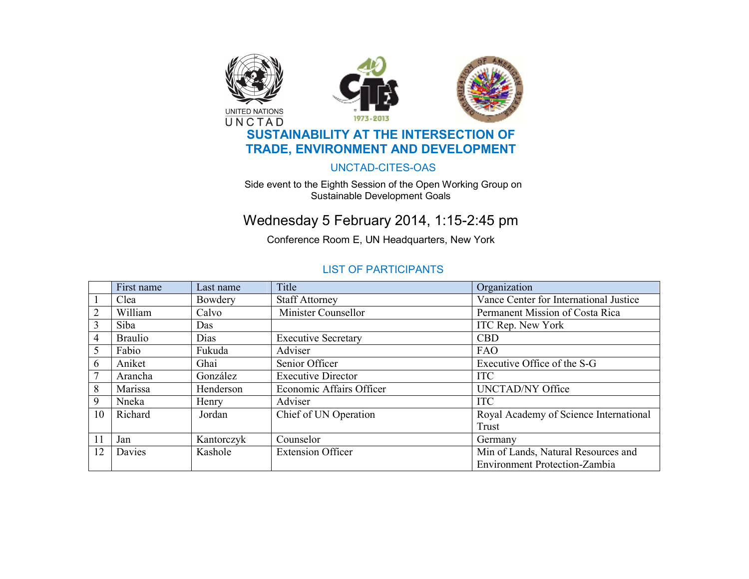UNITED NATIONS
UNCTAD

1973-2013

# SUSTAINABILITY AT THE INTERSECTION OF TRADE, ENVIRONMENT AND DEVELOPMENT

UNCTAD-CITES-OAS

Side event to the Eighth Session of the Open Working Group on Sustainable Development Goals

## Wednesday 5 February 2014, 1:15-2:45 pm

Conference Room E, UN Headquarters, New York

### LIST OF PARTICIPANTS

| | First name | Last name | Title | Organization |
|---|---|---|---|---|
| 1 | Clea | Bowdery | Staff Attorney | Vance Center for International Justice |
| 2 | William | Calvo | Minister Counsellor | Permanent Mission of Costa Rica |
| 3 | Siba | Das | | ITC Rep. New York |
| 4 | Braulio | Dias | Executive Secretary | CBD |
| 5 | Fabio | Fukuda | Adviser | FAO |
| 6 | Aniket | Ghai | Senior Officer | Executive Office of the S-G |
| 7 | Arancha | González | Executive Director | ITC |
| 8 | Marissa | Henderson | Economic Affairs Officer | UNCTAD/NY Office |
| 9 | Nneka | Henry | Adviser | ITC |
| 10 | Richard | Jordan | Chief of UN Operation | Royal Academy of Science International Trust |
| 11 | Jan | Kantorczyk | Counselor | Germany |
| 12 | Davies | Kashole | Extension Officer | Min of Lands, Natural Resources and Environment Protection-Zambia |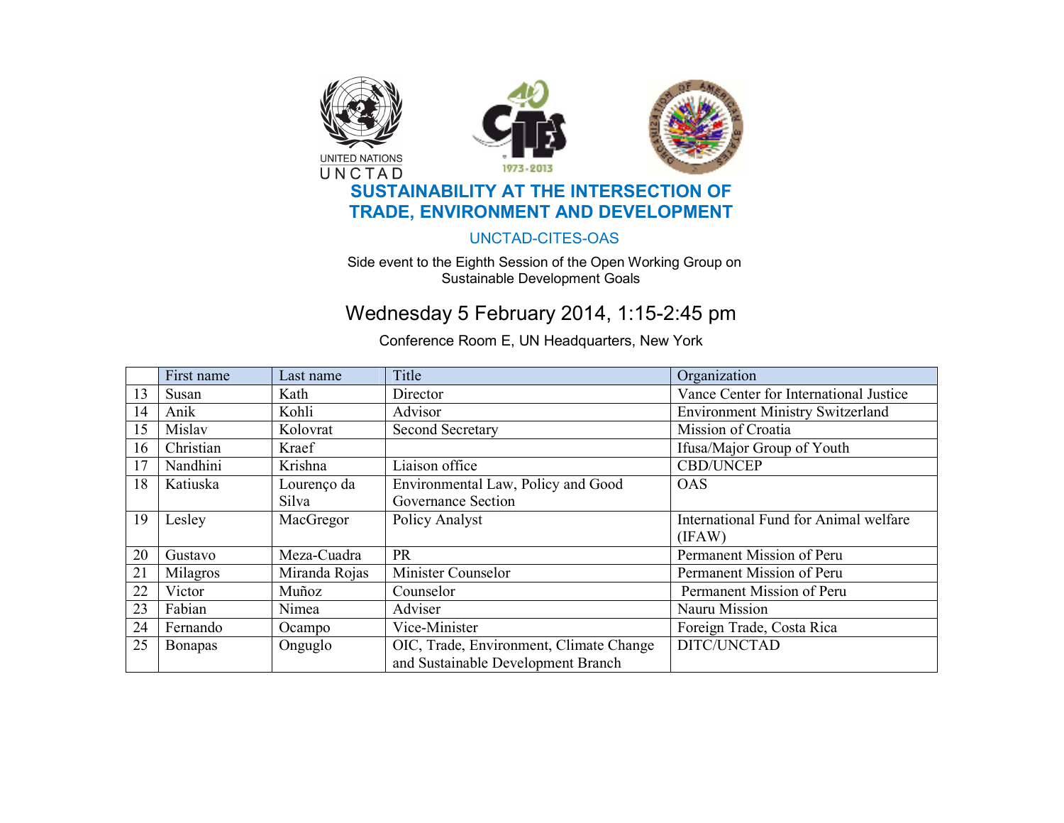UNITED NATIONS
UNCTAD

1973-2013

# SUSTAINABILITY AT THE INTERSECTION OF TRADE, ENVIRONMENT AND DEVELOPMENT

UNCTAD-CITES-OAS

Side event to the Eighth Session of the Open Working Group on Sustainable Development Goals

## Wednesday 5 February 2014, 1:15-2:45 pm

Conference Room E, UN Headquarters, New York

| | First name | Last name | Title | Organization |
|---|---|---|---|---|
| 13 | Susan | Kath | Director | Vance Center for International Justice |
| 14 | Anik | Kohli | Advisor | Environment Ministry Switzerland |
| 15 | Mislav | Kolovrat | Second Secretary | Mission of Croatia |
| 16 | Christian | Kraef | | Ifusa/Major Group of Youth |
| 17 | Nandhini | Krishna | Liaison office | CBD/UNCEP |
| 18 | Katiuska | Lourenço da Silva | Environmental Law, Policy and Good Governance Section | OAS |
| 19 | Lesley | MacGregor | Policy Analyst | International Fund for Animal welfare (IFAW) |
| 20 | Gustavo | Meza-Cuadra | PR | Permanent Mission of Peru |
| 21 | Milagros | Miranda Rojas | Minister Counselor | Permanent Mission of Peru |
| 22 | Victor | Muñoz | Counselor | Permanent Mission of Peru |
| 23 | Fabian | Nimea | Adviser | Nauru Mission |
| 24 | Fernando | Ocampo | Vice-Minister | Foreign Trade, Costa Rica |
| 25 | Bonapas | Onguglo | OIC, Trade, Environment, Climate Change and Sustainable Development Branch | DITC/UNCTAD |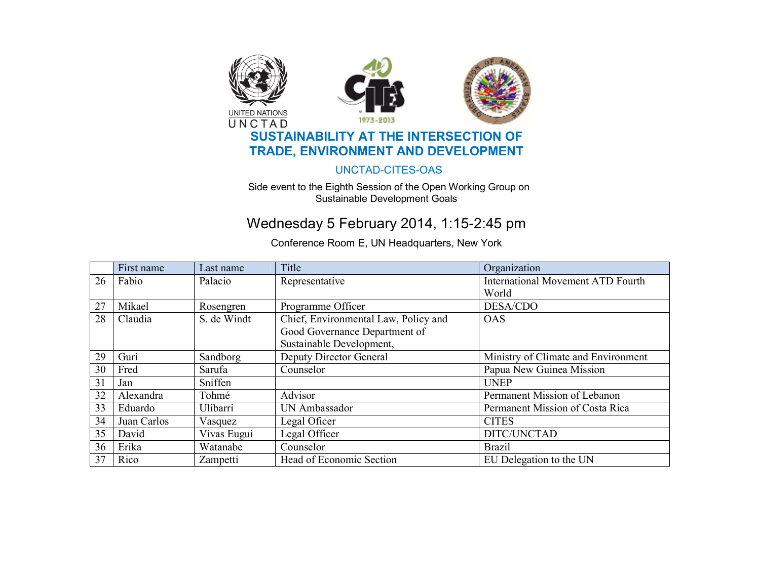UNITED NATIONS
UNCTAD

1973-2013

# SUSTAINABILITY AT THE INTERSECTION OF TRADE, ENVIRONMENT AND DEVELOPMENT

UNCTAD-CITES-OAS

Side event to the Eighth Session of the Open Working Group on Sustainable Development Goals

## Wednesday 5 February 2014, 1:15-2:45 pm

Conference Room E, UN Headquarters, New York

| | First name | Last name | Title | Organization |
|---|---|---|---|---|
| 26 | Fabio | Palacio | Representative | International Movement ATD Fourth World |
| 27 | Mikael | Rosengren | Programme Officer | DESA/CDO |
| 28 | Claudia | S. de Windt | Chief, Environmental Law, Policy and Good Governance Department of Sustainable Development, | OAS |
| 29 | Guri | Sandborg | Deputy Director General | Ministry of Climate and Environment |
| 30 | Fred | Sarufa | Counselor | Papua New Guinea Mission |
| 31 | Jan | Sniffen | | UNEP |
| 32 | Alexandra | Tohmé | Advisor | Permanent Mission of Lebanon |
| 33 | Eduardo | Ulibarri | UN Ambassador | Permanent Mission of Costa Rica |
| 34 | Juan Carlos | Vasquez | Legal Oficer | CITES |
| 35 | David | Vivas Eugui | Legal Officer | DITC/UNCTAD |
| 36 | Erika | Watanabe | Counselor | Brazil |
| 37 | Rico | Zampetti | Head of Economic Section | EU Delegation to the UN |